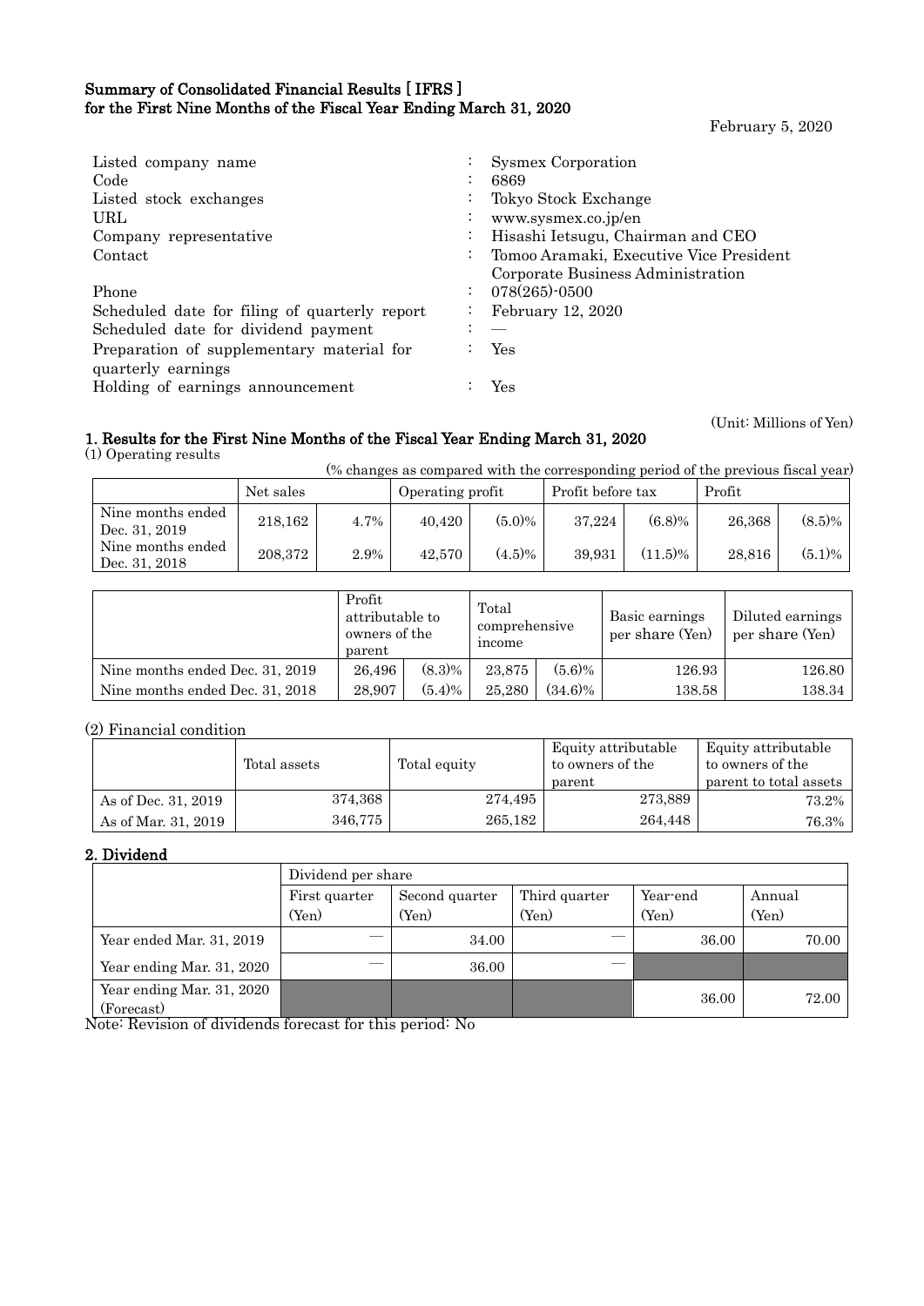# Summary of Consolidated Financial Results [ IFRS ] for the First Nine Months of the Fiscal Year Ending March 31, 2020

February 5, 2020

| | | |
|---|---|---|
| Listed company name | : | Sysmex Corporation |
| Code | : | 6869 |
| Listed stock exchanges | : | Tokyo Stock Exchange |
| URL | : | www.sysmex.co.jp/en |
| Company representative | : | Hisashi Ietsugu, Chairman and CEO |
| Contact | : | Tomoo Aramaki, Executive Vice President Corporate Business Administration |
| Phone | : | 078(265)-0500 |
| Scheduled date for filing of quarterly report | : | February 12, 2020 |
| Scheduled date for dividend payment | : | — |
| Preparation of supplementary material for quarterly earnings | : | Yes |
| Holding of earnings announcement | : | Yes |

(Unit: Millions of Yen)

## 1. Results for the First Nine Months of the Fiscal Year Ending March 31, 2020

(1) Operating results

(% changes as compared with the corresponding period of the previous fiscal year)

| | Net sales | | Operating profit | | Profit before tax | | Profit | |
|---|---|---|---|---|---|---|---|---|
| Nine months ended Dec. 31, 2019 | 218,162 | 4.7% | 40,420 | (5.0)% | 37,224 | (6.8)% | 26,368 | (8.5)% |
| Nine months ended Dec. 31, 2018 | 208,372 | 2.9% | 42,570 | (4.5)% | 39,931 | (11.5)% | 28,816 | (5.1)% |

| | Profit attributable to owners of the parent | | Total comprehensive income | | Basic earnings per share (Yen) | Diluted earnings per share (Yen) |
|---|---|---|---|---|---|---|
| Nine months ended Dec. 31, 2019 | 26,496 | (8.3)% | 23,875 | (5.6)% | 126.93 | 126.80 |
| Nine months ended Dec. 31, 2018 | 28,907 | (5.4)% | 25,280 | (34.6)% | 138.58 | 138.34 |

(2) Financial condition

| | Total assets | Total equity | Equity attributable to owners of the parent | Equity attributable to owners of the parent to total assets |
|---|---|---|---|---|
| As of Dec. 31, 2019 | 374,368 | 274,495 | 273,889 | 73.2% |
| As of Mar. 31, 2019 | 346,775 | 265,182 | 264,448 | 76.3% |

## 2. Dividend

| | Dividend per share | | | | |
|---|---|---|---|---|---|
| | First quarter (Yen) | Second quarter (Yen) | Third quarter (Yen) | Year-end (Yen) | Annual (Yen) |
| Year ended Mar. 31, 2019 | — | 34.00 | — | 36.00 | 70.00 |
| Year ending Mar. 31, 2020 | — | 36.00 | — | | |
| Year ending Mar. 31, 2020 (Forecast) | | | | 36.00 | 72.00 |

Note: Revision of dividends forecast for this period: No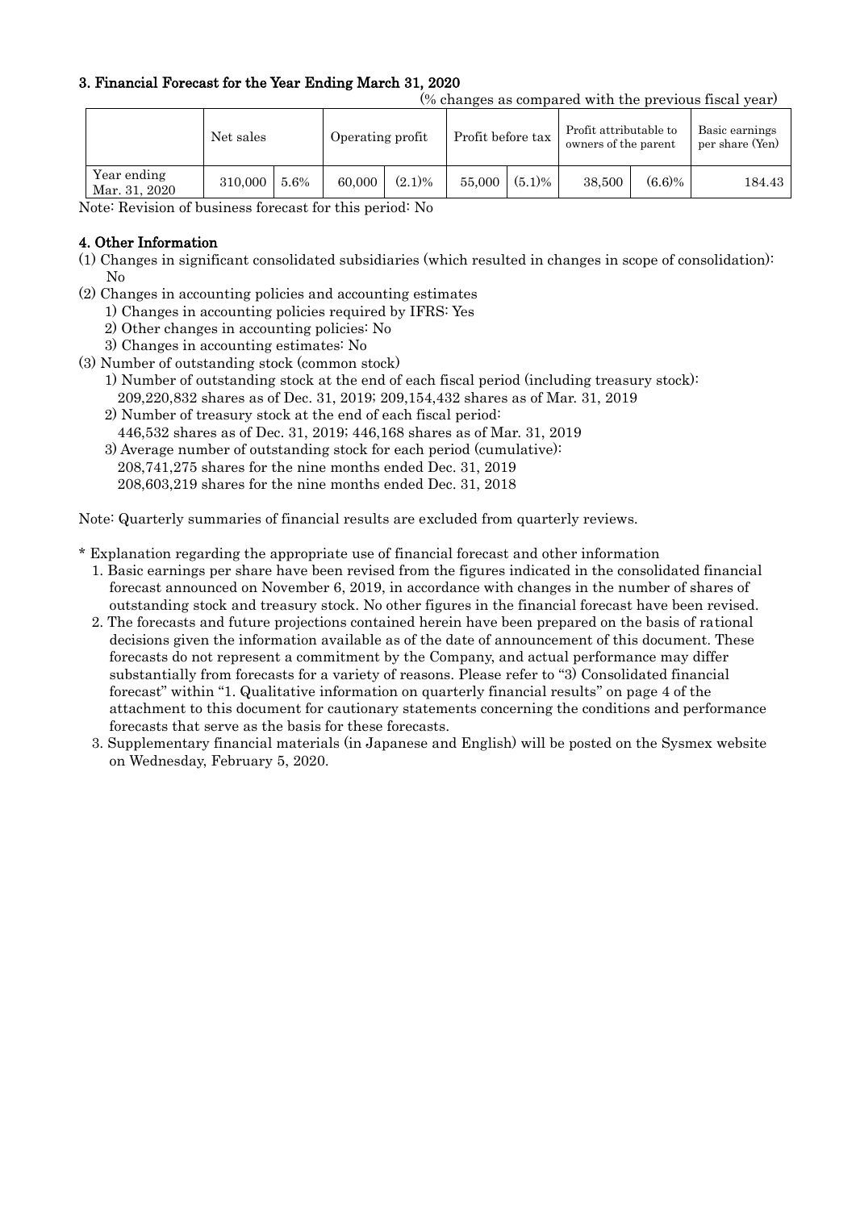### 3. Financial Forecast for the Year Ending March 31, 2020

(% changes as compared with the previous fiscal year)

| | Net sales | | Operating profit | | Profit before tax | | Profit attributable to owners of the parent | | Basic earnings per share (Yen) |
|---|---|---|---|---|---|---|---|---|---|
| Year ending Mar. 31, 2020 | 310,000 | 5.6% | 60,000 | (2.1)% | 55,000 | (5.1)% | 38,500 | (6.6)% | 184.43 |

Note: Revision of business forecast for this period: No

### 4. Other Information

(1) Changes in significant consolidated subsidiaries (which resulted in changes in scope of consolidation): No

(2) Changes in accounting policies and accounting estimates

1) Changes in accounting policies required by IFRS: Yes

2) Other changes in accounting policies: No

3) Changes in accounting estimates: No

(3) Number of outstanding stock (common stock)

1) Number of outstanding stock at the end of each fiscal period (including treasury stock):
209,220,832 shares as of Dec. 31, 2019; 209,154,432 shares as of Mar. 31, 2019

2) Number of treasury stock at the end of each fiscal period:
446,532 shares as of Dec. 31, 2019; 446,168 shares as of Mar. 31, 2019

3) Average number of outstanding stock for each period (cumulative):
208,741,275 shares for the nine months ended Dec. 31, 2019
208,603,219 shares for the nine months ended Dec. 31, 2018

Note: Quarterly summaries of financial results are excluded from quarterly reviews.

\* Explanation regarding the appropriate use of financial forecast and other information

1. Basic earnings per share have been revised from the figures indicated in the consolidated financial forecast announced on November 6, 2019, in accordance with changes in the number of shares of outstanding stock and treasury stock. No other figures in the financial forecast have been revised.
2. The forecasts and future projections contained herein have been prepared on the basis of rational decisions given the information available as of the date of announcement of this document. These forecasts do not represent a commitment by the Company, and actual performance may differ substantially from forecasts for a variety of reasons. Please refer to "3) Consolidated financial forecast" within "1. Qualitative information on quarterly financial results" on page 4 of the attachment to this document for cautionary statements concerning the conditions and performance forecasts that serve as the basis for these forecasts.
3. Supplementary financial materials (in Japanese and English) will be posted on the Sysmex website on Wednesday, February 5, 2020.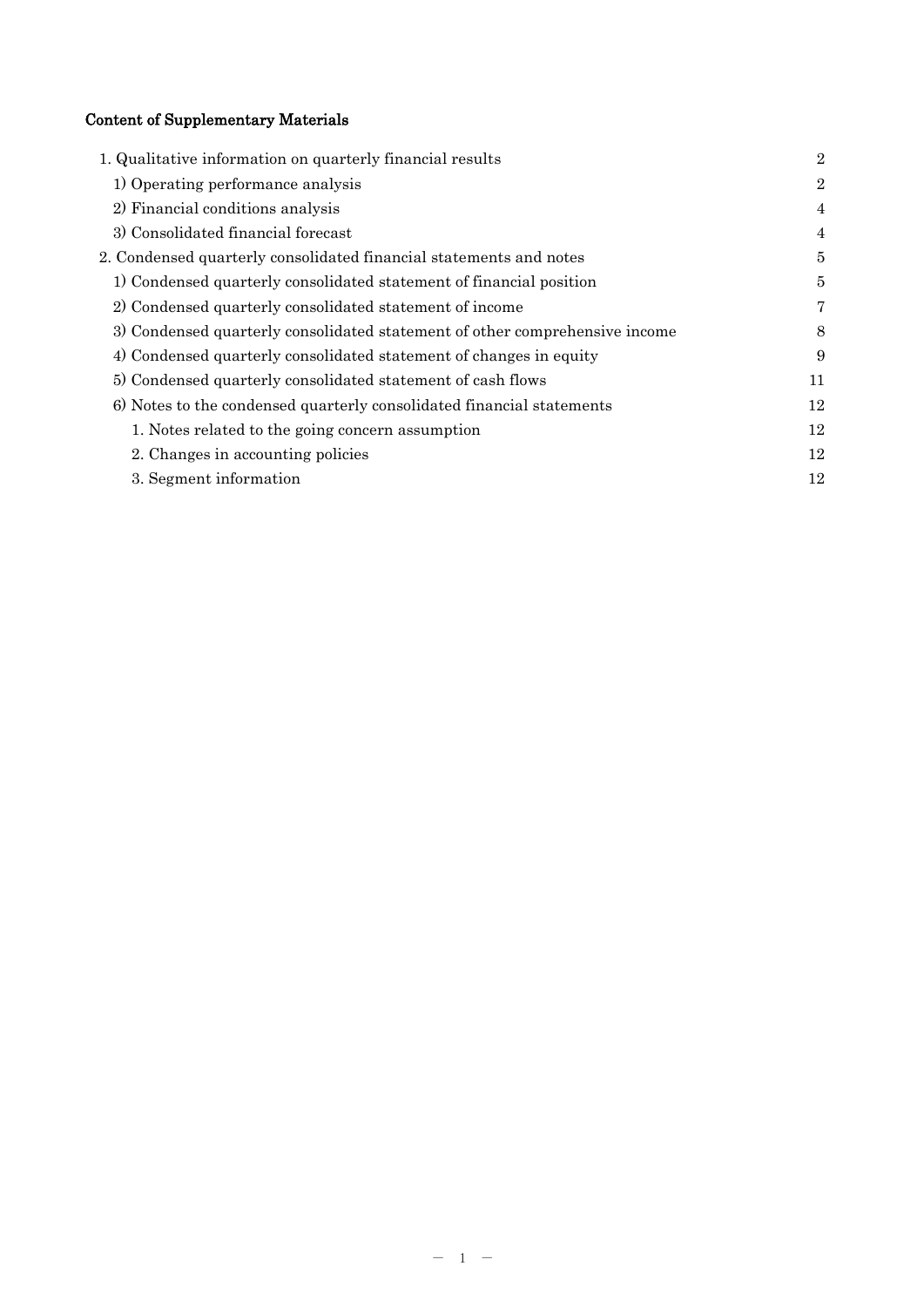## Content of Supplementary Materials

| | |
|---|---|
| 1. Qualitative information on quarterly financial results | 2 |
| 1) Operating performance analysis | 2 |
| 2) Financial conditions analysis | 4 |
| 3) Consolidated financial forecast | 4 |
| 2. Condensed quarterly consolidated financial statements and notes | 5 |
| 1) Condensed quarterly consolidated statement of financial position | 5 |
| 2) Condensed quarterly consolidated statement of income | 7 |
| 3) Condensed quarterly consolidated statement of other comprehensive income | 8 |
| 4) Condensed quarterly consolidated statement of changes in equity | 9 |
| 5) Condensed quarterly consolidated statement of cash flows | 11 |
| 6) Notes to the condensed quarterly consolidated financial statements | 12 |
| 1. Notes related to the going concern assumption | 12 |
| 2. Changes in accounting policies | 12 |
| 3. Segment information | 12 |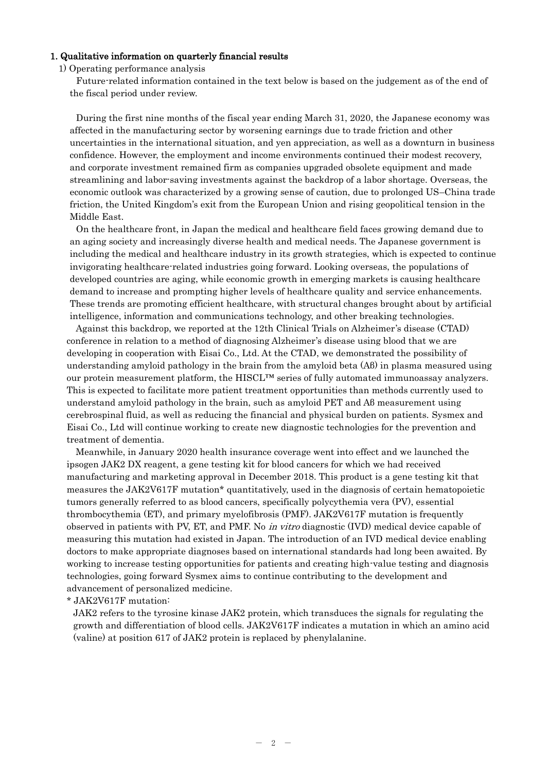## 1. Qualitative information on quarterly financial results

### 1) Operating performance analysis

Future-related information contained in the text below is based on the judgement as of the end of the fiscal period under review.

During the first nine months of the fiscal year ending March 31, 2020, the Japanese economy was affected in the manufacturing sector by worsening earnings due to trade friction and other uncertainties in the international situation, and yen appreciation, as well as a downturn in business confidence. However, the employment and income environments continued their modest recovery, and corporate investment remained firm as companies upgraded obsolete equipment and made streamlining and labor-saving investments against the backdrop of a labor shortage. Overseas, the economic outlook was characterized by a growing sense of caution, due to prolonged US–China trade friction, the United Kingdom's exit from the European Union and rising geopolitical tension in the Middle East.

On the healthcare front, in Japan the medical and healthcare field faces growing demand due to an aging society and increasingly diverse health and medical needs. The Japanese government is including the medical and healthcare industry in its growth strategies, which is expected to continue invigorating healthcare-related industries going forward. Looking overseas, the populations of developed countries are aging, while economic growth in emerging markets is causing healthcare demand to increase and prompting higher levels of healthcare quality and service enhancements. These trends are promoting efficient healthcare, with structural changes brought about by artificial intelligence, information and communications technology, and other breaking technologies.

Against this backdrop, we reported at the 12th Clinical Trials on Alzheimer's disease (CTAD) conference in relation to a method of diagnosing Alzheimer's disease using blood that we are developing in cooperation with Eisai Co., Ltd. At the CTAD, we demonstrated the possibility of understanding amyloid pathology in the brain from the amyloid beta (Aβ) in plasma measured using our protein measurement platform, the HISCL™ series of fully automated immunoassay analyzers. This is expected to facilitate more patient treatment opportunities than methods currently used to understand amyloid pathology in the brain, such as amyloid PET and Aβ measurement using cerebrospinal fluid, as well as reducing the financial and physical burden on patients. Sysmex and Eisai Co., Ltd will continue working to create new diagnostic technologies for the prevention and treatment of dementia.

Meanwhile, in January 2020 health insurance coverage went into effect and we launched the ipsogen JAK2 DX reagent, a gene testing kit for blood cancers for which we had received manufacturing and marketing approval in December 2018. This product is a gene testing kit that measures the JAK2V617F mutation* quantitatively, used in the diagnosis of certain hematopoietic tumors generally referred to as blood cancers, specifically polycythemia vera (PV), essential thrombocythemia (ET), and primary myelofibrosis (PMF). JAK2V617F mutation is frequently observed in patients with PV, ET, and PMF. No *in vitro* diagnostic (IVD) medical device capable of measuring this mutation had existed in Japan. The introduction of an IVD medical device enabling doctors to make appropriate diagnoses based on international standards had long been awaited. By working to increase testing opportunities for patients and creating high-value testing and diagnosis technologies, going forward Sysmex aims to continue contributing to the development and advancement of personalized medicine.

* JAK2V617F mutation:

JAK2 refers to the tyrosine kinase JAK2 protein, which transduces the signals for regulating the growth and differentiation of blood cells. JAK2V617F indicates a mutation in which an amino acid (valine) at position 617 of JAK2 protein is replaced by phenylalanine.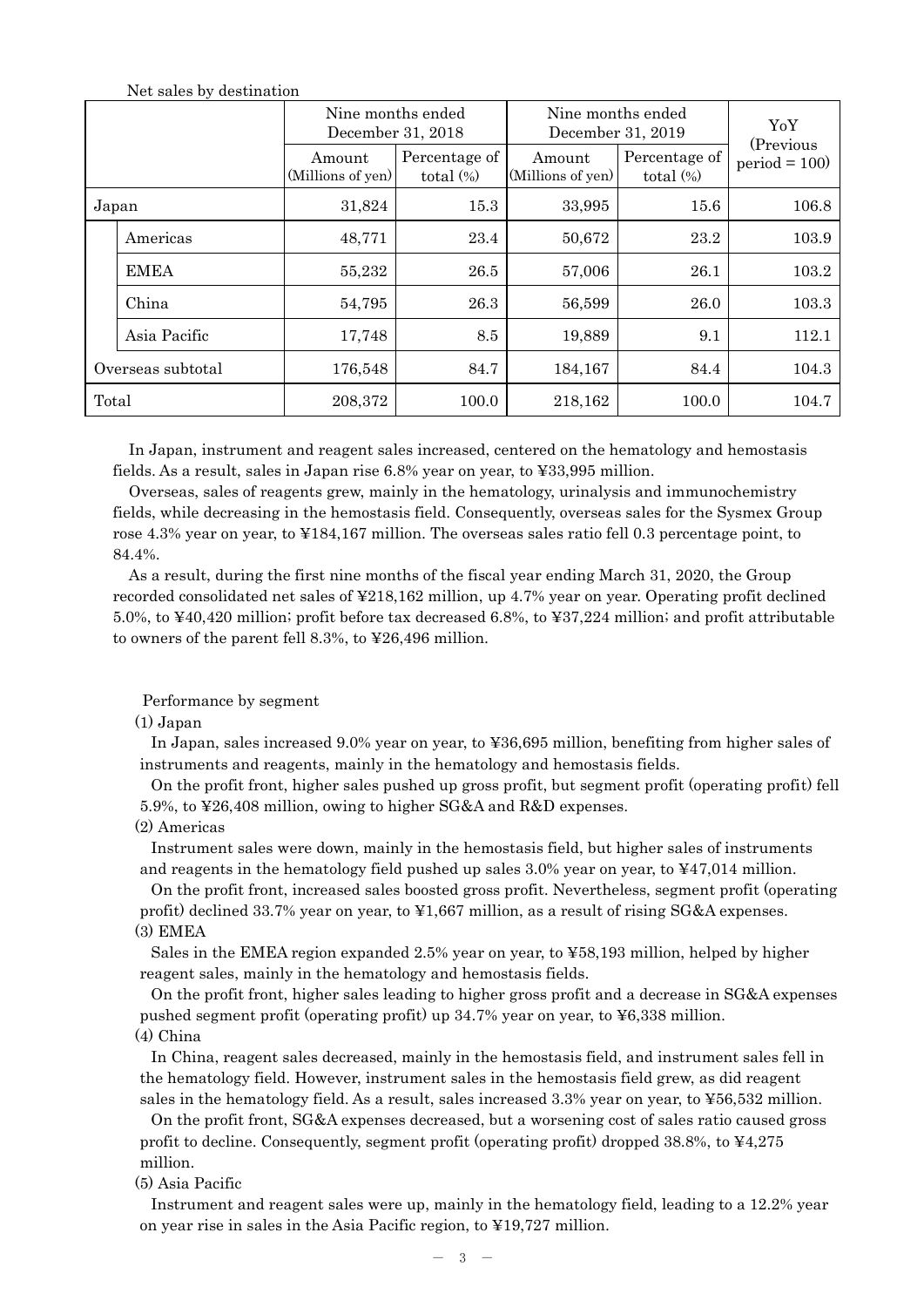Net sales by destination

| | | Nine months ended December 31, 2018 | | Nine months ended December 31, 2019 | | YoY (Previous period = 100) |
|---|---|---|---|---|---|---|
| | | Amount (Millions of yen) | Percentage of total (%) | Amount (Millions of yen) | Percentage of total (%) | |
| Japan | | 31,824 | 15.3 | 33,995 | 15.6 | 106.8 |
| | Americas | 48,771 | 23.4 | 50,672 | 23.2 | 103.9 |
| | EMEA | 55,232 | 26.5 | 57,006 | 26.1 | 103.2 |
| | China | 54,795 | 26.3 | 56,599 | 26.0 | 103.3 |
| | Asia Pacific | 17,748 | 8.5 | 19,889 | 9.1 | 112.1 |
| Overseas subtotal | | 176,548 | 84.7 | 184,167 | 84.4 | 104.3 |
| Total | | 208,372 | 100.0 | 218,162 | 100.0 | 104.7 |

In Japan, instrument and reagent sales increased, centered on the hematology and hemostasis fields. As a result, sales in Japan rise 6.8% year on year, to ¥33,995 million.

Overseas, sales of reagents grew, mainly in the hematology, urinalysis and immunochemistry fields, while decreasing in the hemostasis field. Consequently, overseas sales for the Sysmex Group rose 4.3% year on year, to ¥184,167 million. The overseas sales ratio fell 0.3 percentage point, to 84.4%.

As a result, during the first nine months of the fiscal year ending March 31, 2020, the Group recorded consolidated net sales of ¥218,162 million, up 4.7% year on year. Operating profit declined 5.0%, to ¥40,420 million; profit before tax decreased 6.8%, to ¥37,224 million; and profit attributable to owners of the parent fell 8.3%, to ¥26,496 million.

Performance by segment

(1) Japan

In Japan, sales increased 9.0% year on year, to ¥36,695 million, benefiting from higher sales of instruments and reagents, mainly in the hematology and hemostasis fields.

On the profit front, higher sales pushed up gross profit, but segment profit (operating profit) fell 5.9%, to ¥26,408 million, owing to higher SG&A and R&D expenses.

(2) Americas

Instrument sales were down, mainly in the hemostasis field, but higher sales of instruments and reagents in the hematology field pushed up sales 3.0% year on year, to ¥47,014 million.

On the profit front, increased sales boosted gross profit. Nevertheless, segment profit (operating profit) declined 33.7% year on year, to ¥1,667 million, as a result of rising SG&A expenses.

(3) EMEA

Sales in the EMEA region expanded 2.5% year on year, to ¥58,193 million, helped by higher reagent sales, mainly in the hematology and hemostasis fields.

On the profit front, higher sales leading to higher gross profit and a decrease in SG&A expenses pushed segment profit (operating profit) up 34.7% year on year, to ¥6,338 million.

(4) China

In China, reagent sales decreased, mainly in the hemostasis field, and instrument sales fell in the hematology field. However, instrument sales in the hemostasis field grew, as did reagent sales in the hematology field. As a result, sales increased 3.3% year on year, to ¥56,532 million.

On the profit front, SG&A expenses decreased, but a worsening cost of sales ratio caused gross profit to decline. Consequently, segment profit (operating profit) dropped 38.8%, to ¥4,275 million.

(5) Asia Pacific

Instrument and reagent sales were up, mainly in the hematology field, leading to a 12.2% year on year rise in sales in the Asia Pacific region, to ¥19,727 million.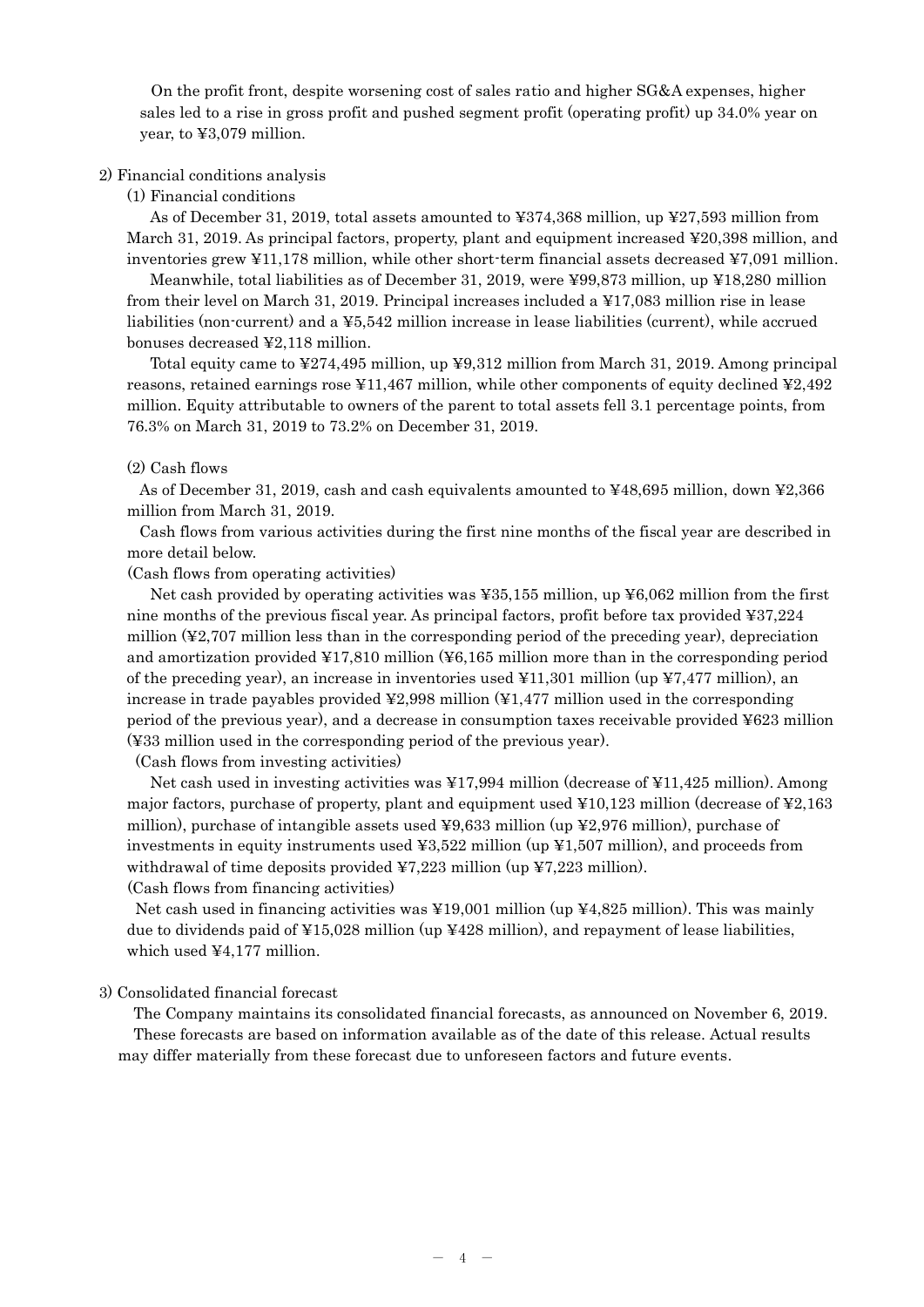On the profit front, despite worsening cost of sales ratio and higher SG&A expenses, higher sales led to a rise in gross profit and pushed segment profit (operating profit) up 34.0% year on year, to ¥3,079 million.

2) Financial conditions analysis

(1) Financial conditions

As of December 31, 2019, total assets amounted to ¥374,368 million, up ¥27,593 million from March 31, 2019. As principal factors, property, plant and equipment increased ¥20,398 million, and inventories grew ¥11,178 million, while other short-term financial assets decreased ¥7,091 million.

Meanwhile, total liabilities as of December 31, 2019, were ¥99,873 million, up ¥18,280 million from their level on March 31, 2019. Principal increases included a ¥17,083 million rise in lease liabilities (non-current) and a ¥5,542 million increase in lease liabilities (current), while accrued bonuses decreased ¥2,118 million.

Total equity came to ¥274,495 million, up ¥9,312 million from March 31, 2019. Among principal reasons, retained earnings rose ¥11,467 million, while other components of equity declined ¥2,492 million. Equity attributable to owners of the parent to total assets fell 3.1 percentage points, from 76.3% on March 31, 2019 to 73.2% on December 31, 2019.

(2) Cash flows

As of December 31, 2019, cash and cash equivalents amounted to ¥48,695 million, down ¥2,366 million from March 31, 2019.

Cash flows from various activities during the first nine months of the fiscal year are described in more detail below.

(Cash flows from operating activities)

Net cash provided by operating activities was ¥35,155 million, up ¥6,062 million from the first nine months of the previous fiscal year. As principal factors, profit before tax provided ¥37,224 million (¥2,707 million less than in the corresponding period of the preceding year), depreciation and amortization provided ¥17,810 million (¥6,165 million more than in the corresponding period of the preceding year), an increase in inventories used ¥11,301 million (up ¥7,477 million), an increase in trade payables provided ¥2,998 million (¥1,477 million used in the corresponding period of the previous year), and a decrease in consumption taxes receivable provided ¥623 million (¥33 million used in the corresponding period of the previous year).

(Cash flows from investing activities)

Net cash used in investing activities was ¥17,994 million (decrease of ¥11,425 million). Among major factors, purchase of property, plant and equipment used ¥10,123 million (decrease of ¥2,163 million), purchase of intangible assets used ¥9,633 million (up ¥2,976 million), purchase of investments in equity instruments used ¥3,522 million (up ¥1,507 million), and proceeds from withdrawal of time deposits provided ¥7,223 million (up ¥7,223 million).

(Cash flows from financing activities)

Net cash used in financing activities was ¥19,001 million (up ¥4,825 million). This was mainly due to dividends paid of ¥15,028 million (up ¥428 million), and repayment of lease liabilities, which used ¥4,177 million.

3) Consolidated financial forecast

The Company maintains its consolidated financial forecasts, as announced on November 6, 2019.

These forecasts are based on information available as of the date of this release. Actual results may differ materially from these forecast due to unforeseen factors and future events.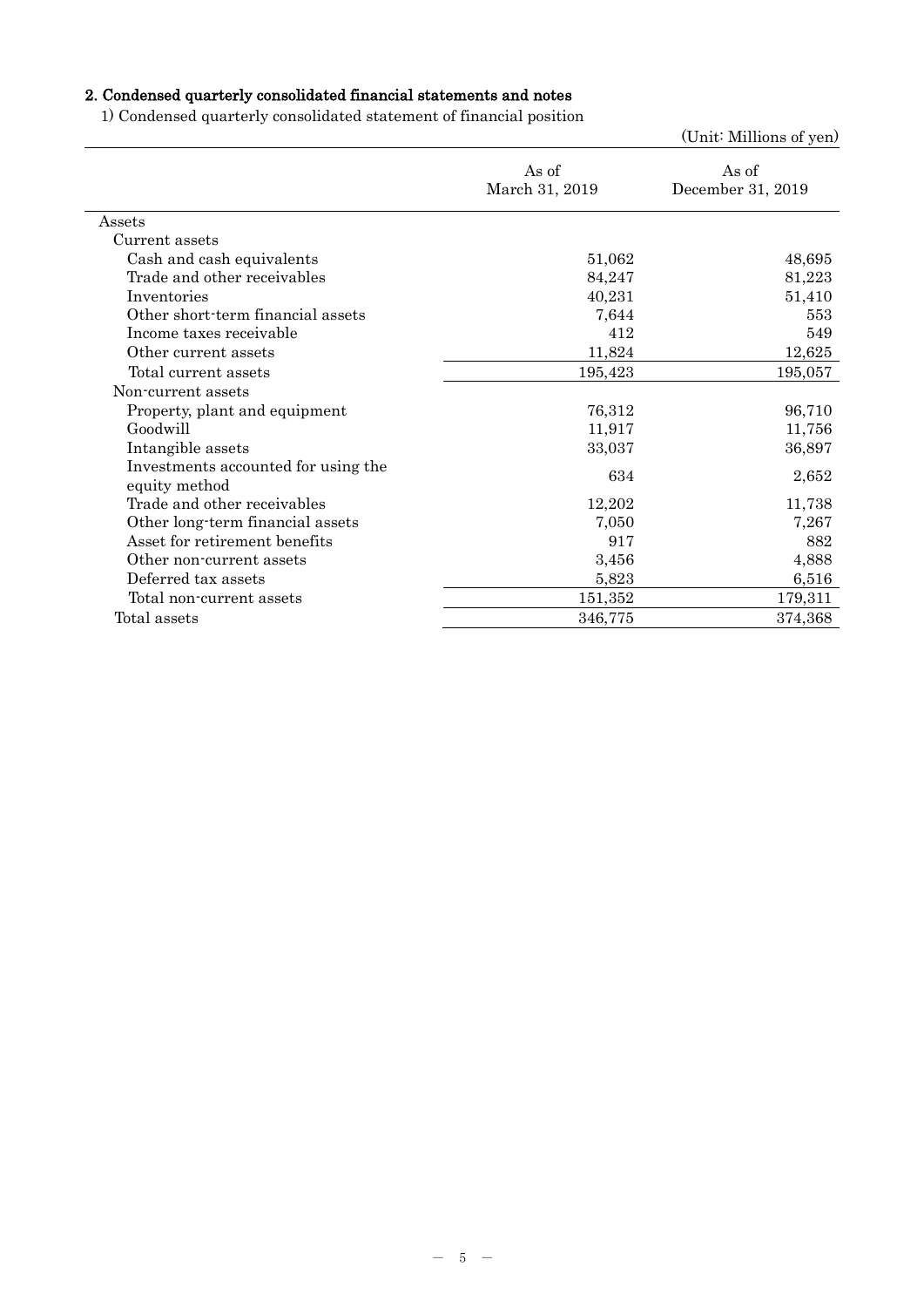## 2. Condensed quarterly consolidated financial statements and notes

1) Condensed quarterly consolidated statement of financial position

(Unit: Millions of yen)

| | As of March 31, 2019 | As of December 31, 2019 |
|---|---|---|
| Assets | | |
| Current assets | | |
| Cash and cash equivalents | 51,062 | 48,695 |
| Trade and other receivables | 84,247 | 81,223 |
| Inventories | 40,231 | 51,410 |
| Other short-term financial assets | 7,644 | 553 |
| Income taxes receivable | 412 | 549 |
| Other current assets | 11,824 | 12,625 |
| Total current assets | 195,423 | 195,057 |
| Non-current assets | | |
| Property, plant and equipment | 76,312 | 96,710 |
| Goodwill | 11,917 | 11,756 |
| Intangible assets | 33,037 | 36,897 |
| Investments accounted for using the equity method | 634 | 2,652 |
| Trade and other receivables | 12,202 | 11,738 |
| Other long-term financial assets | 7,050 | 7,267 |
| Asset for retirement benefits | 917 | 882 |
| Other non-current assets | 3,456 | 4,888 |
| Deferred tax assets | 5,823 | 6,516 |
| Total non-current assets | 151,352 | 179,311 |
| Total assets | 346,775 | 374,368 |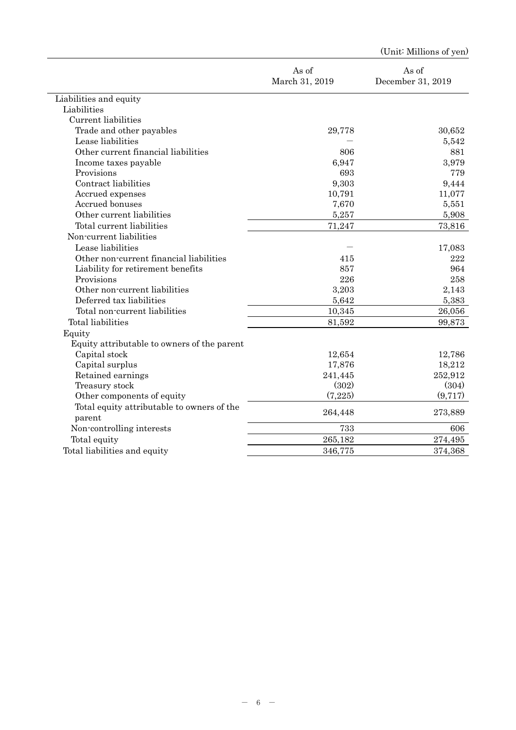(Unit: Millions of yen)

| | As of March 31, 2019 | As of December 31, 2019 |
|---|---|---|
| Liabilities and equity | | |
| Liabilities | | |
| Current liabilities | | |
| Trade and other payables | 29,778 | 30,652 |
| Lease liabilities | — | 5,542 |
| Other current financial liabilities | 806 | 881 |
| Income taxes payable | 6,947 | 3,979 |
| Provisions | 693 | 779 |
| Contract liabilities | 9,303 | 9,444 |
| Accrued expenses | 10,791 | 11,077 |
| Accrued bonuses | 7,670 | 5,551 |
| Other current liabilities | 5,257 | 5,908 |
| Total current liabilities | 71,247 | 73,816 |
| Non-current liabilities | | |
| Lease liabilities | — | 17,083 |
| Other non-current financial liabilities | 415 | 222 |
| Liability for retirement benefits | 857 | 964 |
| Provisions | 226 | 258 |
| Other non-current liabilities | 3,203 | 2,143 |
| Deferred tax liabilities | 5,642 | 5,383 |
| Total non-current liabilities | 10,345 | 26,056 |
| Total liabilities | 81,592 | 99,873 |
| Equity | | |
| Equity attributable to owners of the parent | | |
| Capital stock | 12,654 | 12,786 |
| Capital surplus | 17,876 | 18,212 |
| Retained earnings | 241,445 | 252,912 |
| Treasury stock | (302) | (304) |
| Other components of equity | (7,225) | (9,717) |
| Total equity attributable to owners of the parent | 264,448 | 273,889 |
| Non-controlling interests | 733 | 606 |
| Total equity | 265,182 | 274,495 |
| Total liabilities and equity | 346,775 | 374,368 |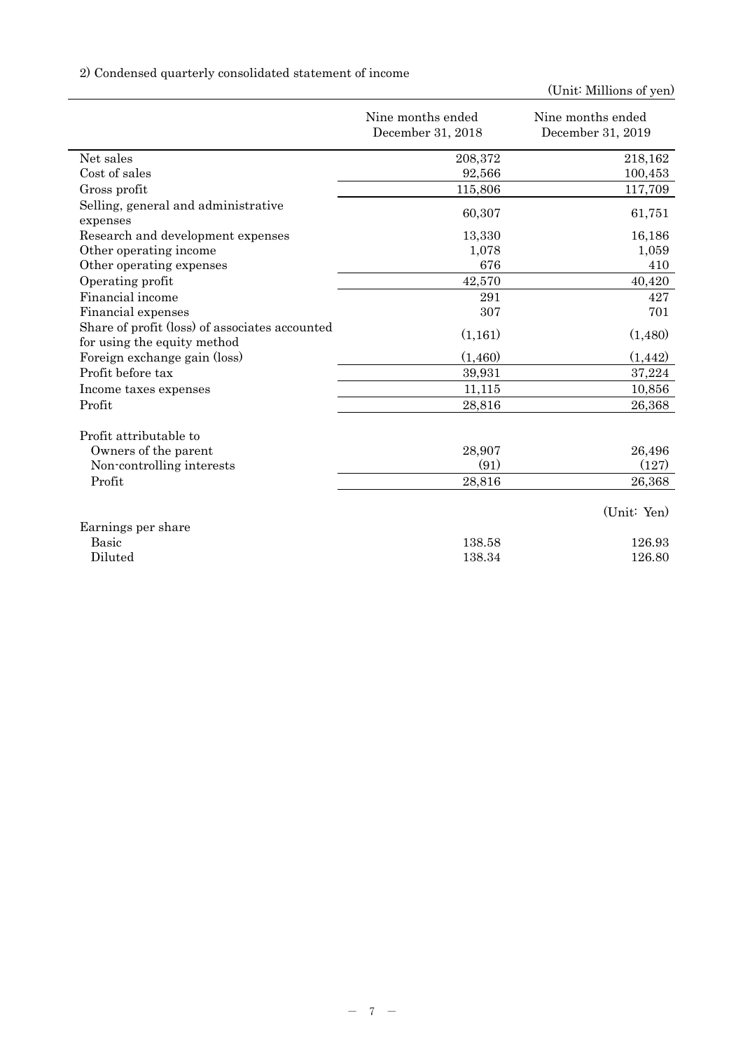2) Condensed quarterly consolidated statement of income

(Unit: Millions of yen)

| | Nine months ended December 31, 2018 | Nine months ended December 31, 2019 |
|---|---|---|
| Net sales | 208,372 | 218,162 |
| Cost of sales | 92,566 | 100,453 |
| Gross profit | 115,806 | 117,709 |
| Selling, general and administrative expenses | 60,307 | 61,751 |
| Research and development expenses | 13,330 | 16,186 |
| Other operating income | 1,078 | 1,059 |
| Other operating expenses | 676 | 410 |
| Operating profit | 42,570 | 40,420 |
| Financial income | 291 | 427 |
| Financial expenses | 307 | 701 |
| Share of profit (loss) of associates accounted for using the equity method | (1,161) | (1,480) |
| Foreign exchange gain (loss) | (1,460) | (1,442) |
| Profit before tax | 39,931 | 37,224 |
| Income taxes expenses | 11,115 | 10,856 |
| Profit | 28,816 | 26,368 |
| | | |
| Profit attributable to | | |
| Owners of the parent | 28,907 | 26,496 |
| Non-controlling interests | (91) | (127) |
| Profit | 28,816 | 26,368 |
| | | (Unit: Yen) |
| Earnings per share | | |
| Basic | 138.58 | 126.93 |
| Diluted | 138.34 | 126.80 |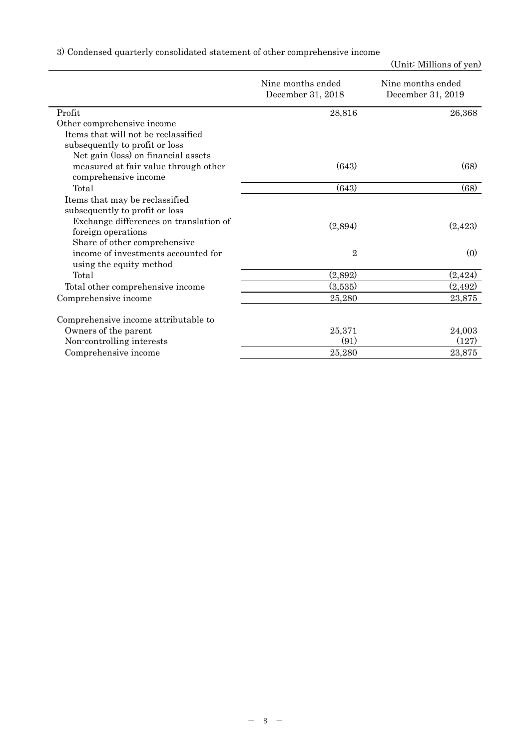3) Condensed quarterly consolidated statement of other comprehensive income

(Unit: Millions of yen)

| | Nine months ended December 31, 2018 | Nine months ended December 31, 2019 |
|---|---|---|
| Profit | 28,816 | 26,368 |
| Other comprehensive income | | |
| Items that will not be reclassified subsequently to profit or loss | | |
| Net gain (loss) on financial assets measured at fair value through other comprehensive income | (643) | (68) |
| Total | (643) | (68) |
| Items that may be reclassified subsequently to profit or loss | | |
| Exchange differences on translation of foreign operations | (2,894) | (2,423) |
| Share of other comprehensive income of investments accounted for using the equity method | 2 | (0) |
| Total | (2,892) | (2,424) |
| Total other comprehensive income | (3,535) | (2,492) |
| Comprehensive income | 25,280 | 23,875 |
| | | |
| Comprehensive income attributable to | | |
| Owners of the parent | 25,371 | 24,003 |
| Non-controlling interests | (91) | (127) |
| Comprehensive income | 25,280 | 23,875 |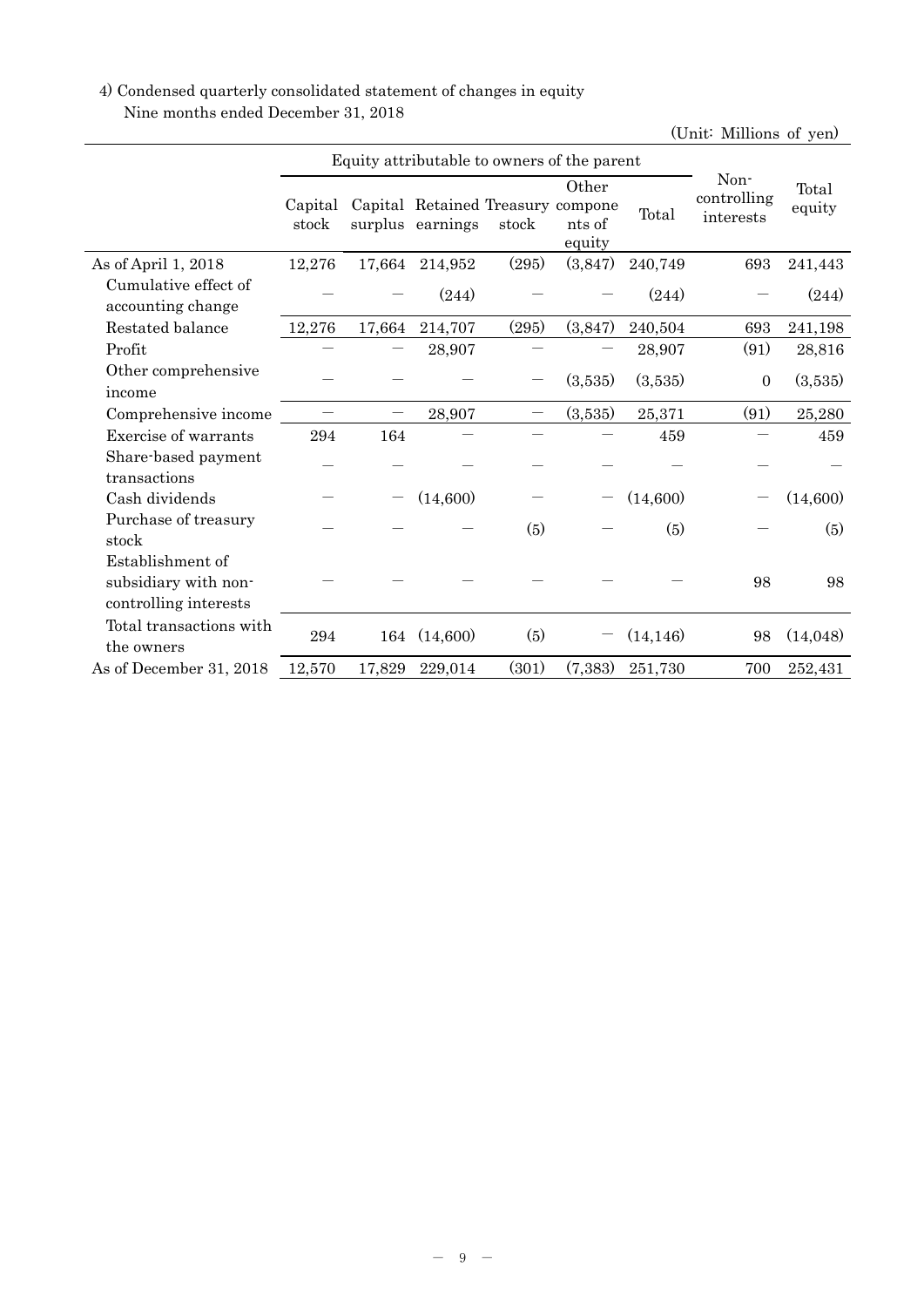4) Condensed quarterly consolidated statement of changes in equity

Nine months ended December 31, 2018

(Unit: Millions of yen)

| | Equity attributable to owners of the parent | | | | | | Non-controlling interests | Total equity |
|---|---|---|---|---|---|---|---|---|
| | Capital stock | Capital surplus | Retained earnings | Treasury stock | Other components of equity | Total | | |
| As of April 1, 2018 | 12,276 | 17,664 | 214,952 | (295) | (3,847) | 240,749 | 693 | 241,443 |
| Cumulative effect of accounting change | ― | ― | (244) | ― | ― | (244) | ― | (244) |
| Restated balance | 12,276 | 17,664 | 214,707 | (295) | (3,847) | 240,504 | 693 | 241,198 |
| Profit | ― | ― | 28,907 | ― | ― | 28,907 | (91) | 28,816 |
| Other comprehensive income | ― | ― | ― | ― | (3,535) | (3,535) | 0 | (3,535) |
| Comprehensive income | ― | ― | 28,907 | ― | (3,535) | 25,371 | (91) | 25,280 |
| Exercise of warrants | 294 | 164 | ― | ― | ― | 459 | ― | 459 |
| Share-based payment transactions | ― | ― | ― | ― | ― | ― | ― | ― |
| Cash dividends | ― | ― | (14,600) | ― | ― | (14,600) | ― | (14,600) |
| Purchase of treasury stock | ― | ― | ― | (5) | ― | (5) | ― | (5) |
| Establishment of subsidiary with non-controlling interests | ― | ― | ― | ― | ― | ― | 98 | 98 |
| Total transactions with the owners | 294 | 164 | (14,600) | (5) | ― | (14,146) | 98 | (14,048) |
| As of December 31, 2018 | 12,570 | 17,829 | 229,014 | (301) | (7,383) | 251,730 | 700 | 252,431 |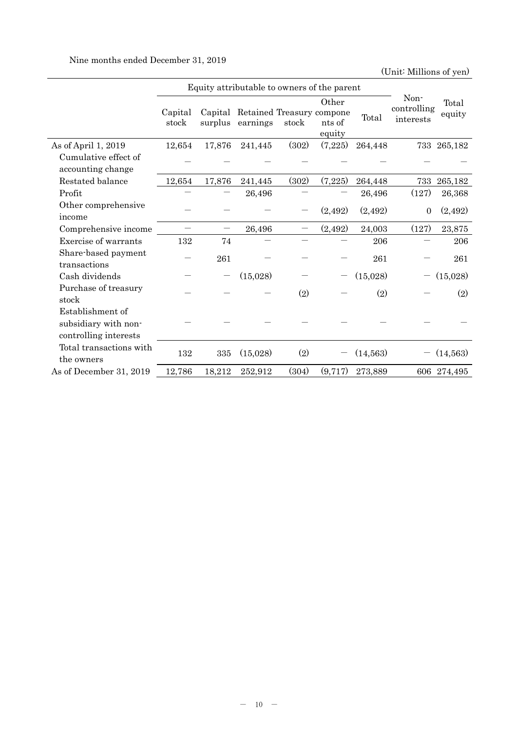Nine months ended December 31, 2019

(Unit: Millions of yen)

| | Equity attributable to owners of the parent | | | | | | Non-controlling interests | Total equity |
|---|---|---|---|---|---|---|---|---|
| | Capital stock | Capital surplus | Retained earnings | Treasury stock | Other components of equity | Total | | |
| As of April 1, 2019 | 12,654 | 17,876 | 241,445 | (302) | (7,225) | 264,448 | 733 | 265,182 |
| Cumulative effect of accounting change | — | — | — | — | — | — | — | — |
| Restated balance | 12,654 | 17,876 | 241,445 | (302) | (7,225) | 264,448 | 733 | 265,182 |
| Profit | — | — | 26,496 | — | — | 26,496 | (127) | 26,368 |
| Other comprehensive income | — | — | — | — | (2,492) | (2,492) | 0 | (2,492) |
| Comprehensive income | — | — | 26,496 | — | (2,492) | 24,003 | (127) | 23,875 |
| Exercise of warrants | 132 | 74 | — | — | — | 206 | — | 206 |
| Share-based payment transactions | — | 261 | — | — | — | 261 | — | 261 |
| Cash dividends | — | — | (15,028) | — | — | (15,028) | — | (15,028) |
| Purchase of treasury stock | — | — | — | (2) | — | (2) | — | (2) |
| Establishment of subsidiary with non-controlling interests | — | — | — | — | — | — | — | — |
| Total transactions with the owners | 132 | 335 | (15,028) | (2) | — | (14,563) | — | (14,563) |
| As of December 31, 2019 | 12,786 | 18,212 | 252,912 | (304) | (9,717) | 273,889 | 606 | 274,495 |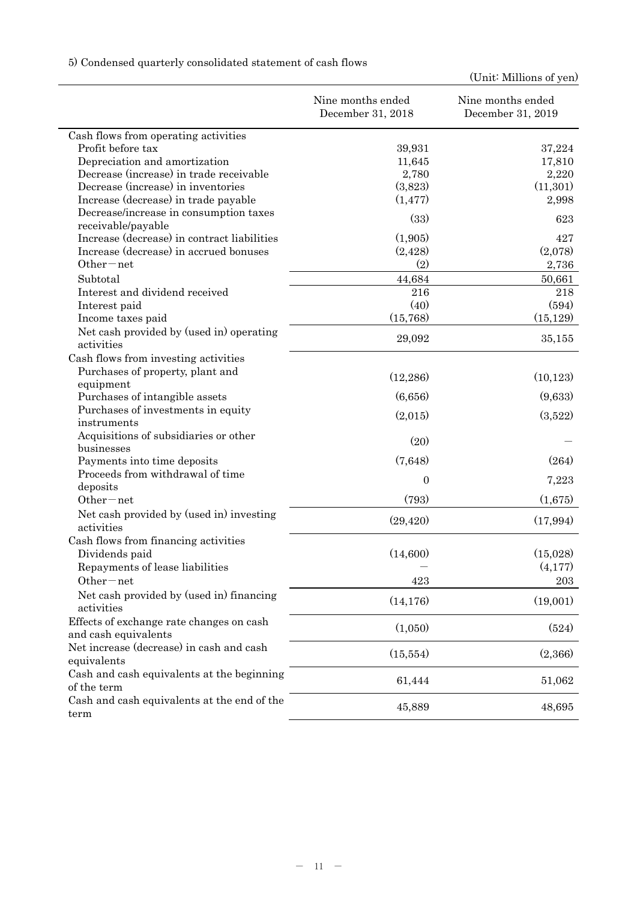5) Condensed quarterly consolidated statement of cash flows

(Unit: Millions of yen)

| | Nine months ended December 31, 2018 | Nine months ended December 31, 2019 |
|---|---|---|
| Cash flows from operating activities | | |
| Profit before tax | 39,931 | 37,224 |
| Depreciation and amortization | 11,645 | 17,810 |
| Decrease (increase) in trade receivable | 2,780 | 2,220 |
| Decrease (increase) in inventories | (3,823) | (11,301) |
| Increase (decrease) in trade payable | (1,477) | 2,998 |
| Decrease/increase in consumption taxes receivable/payable | (33) | 623 |
| Increase (decrease) in contract liabilities | (1,905) | 427 |
| Increase (decrease) in accrued bonuses | (2,428) | (2,078) |
| Other－net | (2) | 2,736 |
| Subtotal | 44,684 | 50,661 |
| Interest and dividend received | 216 | 218 |
| Interest paid | (40) | (594) |
| Income taxes paid | (15,768) | (15,129) |
| Net cash provided by (used in) operating activities | 29,092 | 35,155 |
| Cash flows from investing activities | | |
| Purchases of property, plant and equipment | (12,286) | (10,123) |
| Purchases of intangible assets | (6,656) | (9,633) |
| Purchases of investments in equity instruments | (2,015) | (3,522) |
| Acquisitions of subsidiaries or other businesses | (20) | ― |
| Payments into time deposits | (7,648) | (264) |
| Proceeds from withdrawal of time deposits | 0 | 7,223 |
| Other－net | (793) | (1,675) |
| Net cash provided by (used in) investing activities | (29,420) | (17,994) |
| Cash flows from financing activities | | |
| Dividends paid | (14,600) | (15,028) |
| Repayments of lease liabilities | ― | (4,177) |
| Other－net | 423 | 203 |
| Net cash provided by (used in) financing activities | (14,176) | (19,001) |
| Effects of exchange rate changes on cash and cash equivalents | (1,050) | (524) |
| Net increase (decrease) in cash and cash equivalents | (15,554) | (2,366) |
| Cash and cash equivalents at the beginning of the term | 61,444 | 51,062 |
| Cash and cash equivalents at the end of the term | 45,889 | 48,695 |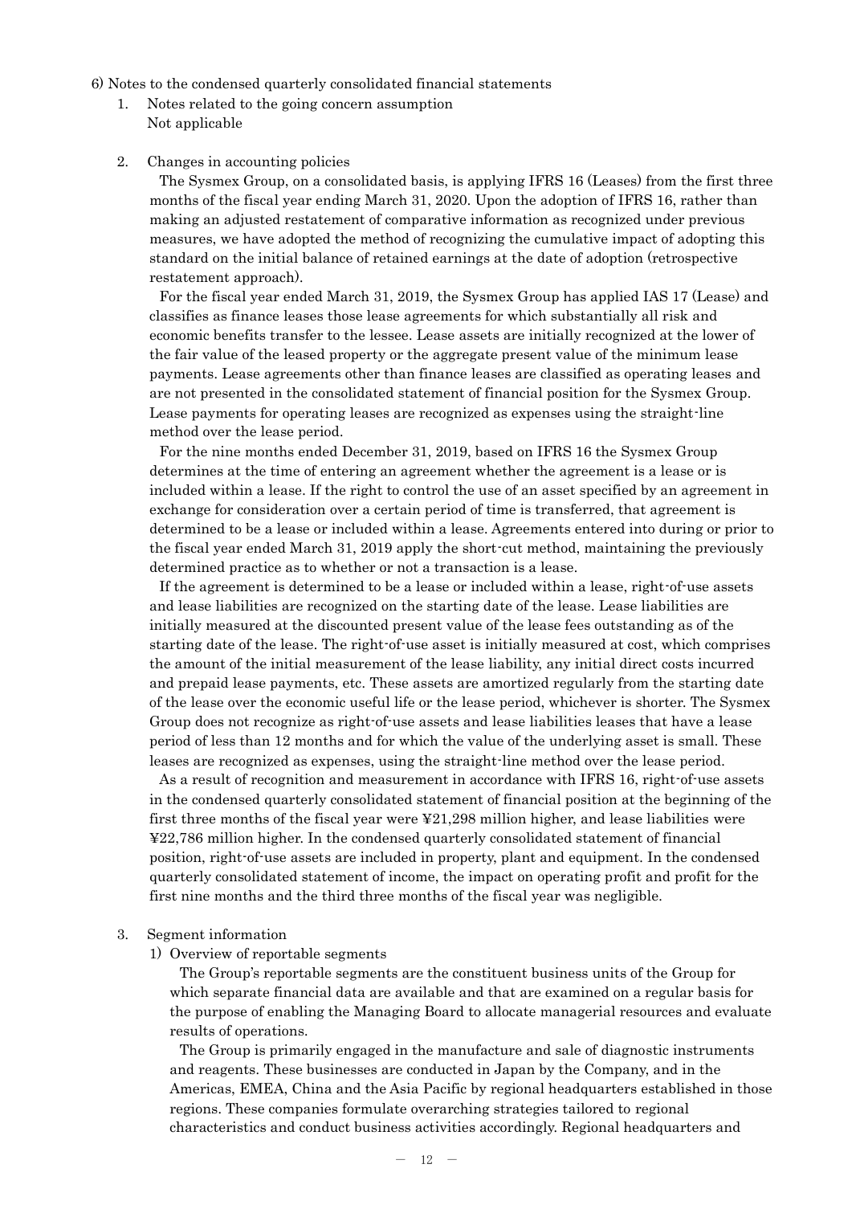6) Notes to the condensed quarterly consolidated financial statements

1. Notes related to the going concern assumption
   Not applicable

2. Changes in accounting policies

   The Sysmex Group, on a consolidated basis, is applying IFRS 16 (Leases) from the first three months of the fiscal year ending March 31, 2020. Upon the adoption of IFRS 16, rather than making an adjusted restatement of comparative information as recognized under previous measures, we have adopted the method of recognizing the cumulative impact of adopting this standard on the initial balance of retained earnings at the date of adoption (retrospective restatement approach).

   For the fiscal year ended March 31, 2019, the Sysmex Group has applied IAS 17 (Lease) and classifies as finance leases those lease agreements for which substantially all risk and economic benefits transfer to the lessee. Lease assets are initially recognized at the lower of the fair value of the leased property or the aggregate present value of the minimum lease payments. Lease agreements other than finance leases are classified as operating leases and are not presented in the consolidated statement of financial position for the Sysmex Group. Lease payments for operating leases are recognized as expenses using the straight-line method over the lease period.

   For the nine months ended December 31, 2019, based on IFRS 16 the Sysmex Group determines at the time of entering an agreement whether the agreement is a lease or is included within a lease. If the right to control the use of an asset specified by an agreement in exchange for consideration over a certain period of time is transferred, that agreement is determined to be a lease or included within a lease. Agreements entered into during or prior to the fiscal year ended March 31, 2019 apply the short-cut method, maintaining the previously determined practice as to whether or not a transaction is a lease.

   If the agreement is determined to be a lease or included within a lease, right-of-use assets and lease liabilities are recognized on the starting date of the lease. Lease liabilities are initially measured at the discounted present value of the lease fees outstanding as of the starting date of the lease. The right-of-use asset is initially measured at cost, which comprises the amount of the initial measurement of the lease liability, any initial direct costs incurred and prepaid lease payments, etc. These assets are amortized regularly from the starting date of the lease over the economic useful life or the lease period, whichever is shorter. The Sysmex Group does not recognize as right-of-use assets and lease liabilities leases that have a lease period of less than 12 months and for which the value of the underlying asset is small. These leases are recognized as expenses, using the straight-line method over the lease period.

   As a result of recognition and measurement in accordance with IFRS 16, right-of-use assets in the condensed quarterly consolidated statement of financial position at the beginning of the first three months of the fiscal year were ¥21,298 million higher, and lease liabilities were ¥22,786 million higher. In the condensed quarterly consolidated statement of financial position, right-of-use assets are included in property, plant and equipment. In the condensed quarterly consolidated statement of income, the impact on operating profit and profit for the first nine months and the third three months of the fiscal year was negligible.

3. Segment information

   1) Overview of reportable segments

   The Group's reportable segments are the constituent business units of the Group for which separate financial data are available and that are examined on a regular basis for the purpose of enabling the Managing Board to allocate managerial resources and evaluate results of operations.

   The Group is primarily engaged in the manufacture and sale of diagnostic instruments and reagents. These businesses are conducted in Japan by the Company, and in the Americas, EMEA, China and the Asia Pacific by regional headquarters established in those regions. These companies formulate overarching strategies tailored to regional characteristics and conduct business activities accordingly. Regional headquarters and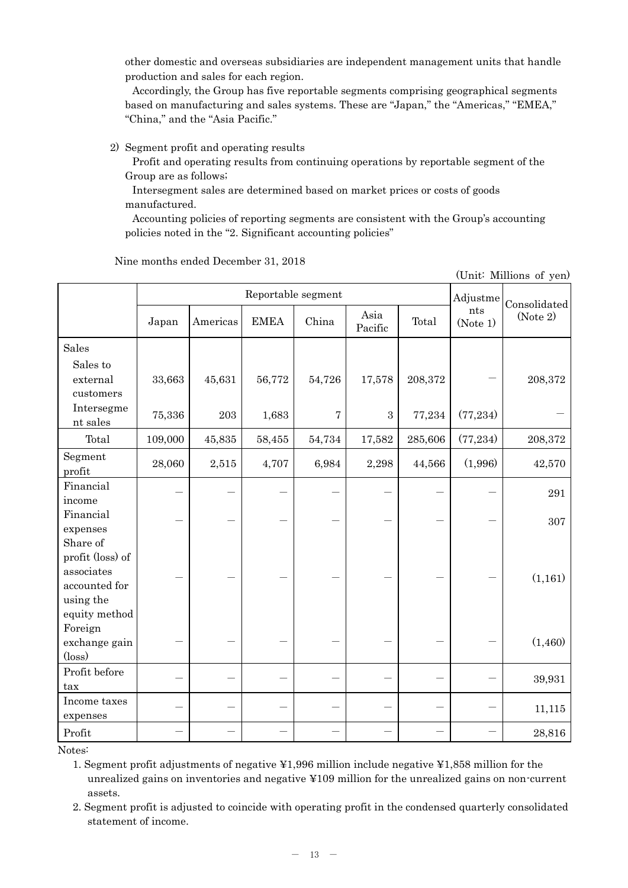other domestic and overseas subsidiaries are independent management units that handle production and sales for each region.

Accordingly, the Group has five reportable segments comprising geographical segments based on manufacturing and sales systems. These are "Japan," the "Americas," "EMEA," "China," and the "Asia Pacific."

2) Segment profit and operating results

Profit and operating results from continuing operations by reportable segment of the Group are as follows;

Intersegment sales are determined based on market prices or costs of goods manufactured.

Accounting policies of reporting segments are consistent with the Group's accounting policies noted in the "2. Significant accounting policies"

Nine months ended December 31, 2018

(Unit: Millions of yen)

| | Reportable segment | | | | | | Adjustments (Note 1) | Consolidated (Note 2) |
|---|---|---|---|---|---|---|---|---|
| | Japan | Americas | EMEA | China | Asia Pacific | Total | | |
| Sales | | | | | | | | |
| Sales to external customers | 33,663 | 45,631 | 56,772 | 54,726 | 17,578 | 208,372 | － | 208,372 |
| Intersegment sales | 75,336 | 203 | 1,683 | 7 | 3 | 77,234 | (77,234) | － |
| Total | 109,000 | 45,835 | 58,455 | 54,734 | 17,582 | 285,606 | (77,234) | 208,372 |
| Segment profit | 28,060 | 2,515 | 4,707 | 6,984 | 2,298 | 44,566 | (1,996) | 42,570 |
| Financial income | － | － | － | － | － | － | － | 291 |
| Financial expenses | － | － | － | － | － | － | － | 307 |
| Share of profit (loss) of associates accounted for using the equity method | － | － | － | － | － | － | － | (1,161) |
| Foreign exchange gain (loss) | － | － | － | － | － | － | － | (1,460) |
| Profit before tax | － | － | － | － | － | － | － | 39,931 |
| Income taxes expenses | － | － | － | － | － | － | － | 11,115 |
| Profit | － | － | － | － | － | － | － | 28,816 |

Notes:

1. Segment profit adjustments of negative ¥1,996 million include negative ¥1,858 million for the unrealized gains on inventories and negative ¥109 million for the unrealized gains on non-current assets.
2. Segment profit is adjusted to coincide with operating profit in the condensed quarterly consolidated statement of income.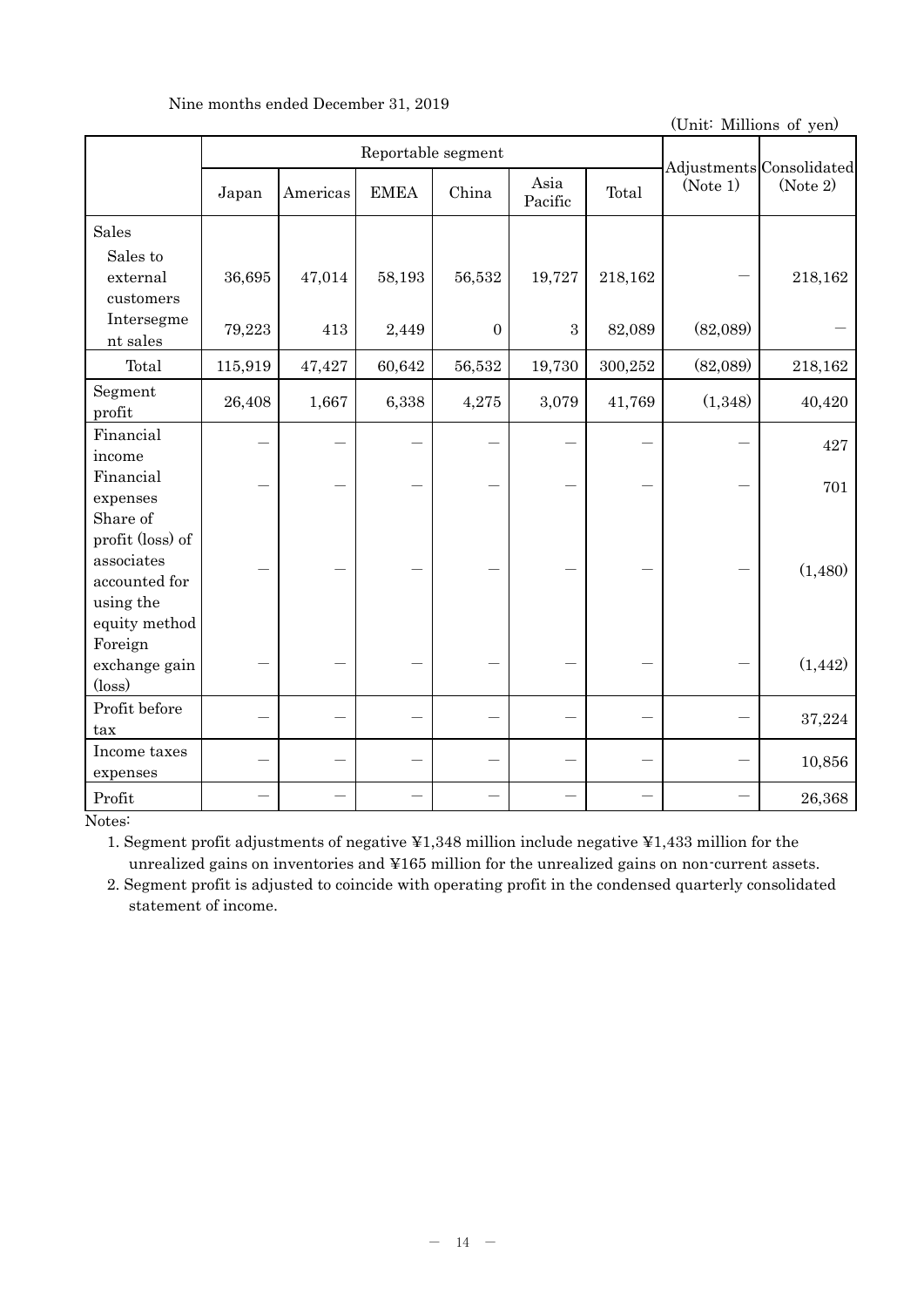Nine months ended December 31, 2019

(Unit: Millions of yen)

| | Reportable segment | | | | | | Adjustments (Note 1) | Consolidated (Note 2) |
|---|---|---|---|---|---|---|---|---|
| | Japan | Americas | EMEA | China | Asia Pacific | Total | | |
| Sales | | | | | | | | |
| Sales to external customers | 36,695 | 47,014 | 58,193 | 56,532 | 19,727 | 218,162 | － | 218,162 |
| Intersegment sales | 79,223 | 413 | 2,449 | 0 | 3 | 82,089 | (82,089) | － |
| Total | 115,919 | 47,427 | 60,642 | 56,532 | 19,730 | 300,252 | (82,089) | 218,162 |
| Segment profit | 26,408 | 1,667 | 6,338 | 4,275 | 3,079 | 41,769 | (1,348) | 40,420 |
| Financial income | － | － | － | － | － | － | － | 427 |
| Financial expenses | － | － | － | － | － | － | － | 701 |
| Share of profit (loss) of associates accounted for using the equity method | － | － | － | － | － | － | － | (1,480) |
| Foreign exchange gain (loss) | － | － | － | － | － | － | － | (1,442) |
| Profit before tax | － | － | － | － | － | － | － | 37,224 |
| Income taxes expenses | － | － | － | － | － | － | － | 10,856 |
| Profit | － | － | － | － | － | － | － | 26,368 |

Notes:

1. Segment profit adjustments of negative ¥1,348 million include negative ¥1,433 million for the unrealized gains on inventories and ¥165 million for the unrealized gains on non-current assets.
2. Segment profit is adjusted to coincide with operating profit in the condensed quarterly consolidated statement of income.